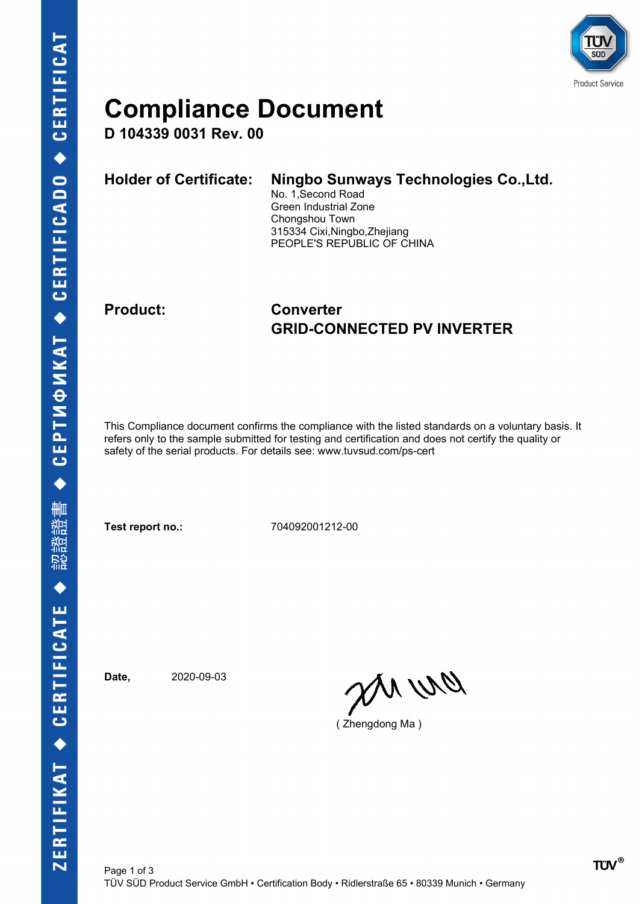# Compliance Document

**D 104339 0031 Rev. 00**

**Holder of Certificate:** **Ningbo Sunways Technologies Co.,Ltd.**
No. 1,Second Road
Green Industrial Zone
Chongshou Town
315334 Cixi,Ningbo,Zhejiang
PEOPLE'S REPUBLIC OF CHINA

**Product:** **Converter**
**GRID-CONNECTED PV INVERTER**

This Compliance document confirms the compliance with the listed standards on a voluntary basis. It refers only to the sample submitted for testing and certification and does not certify the quality or safety of the serial products. For details see: www.tuvsud.com/ps-cert

**Test report no.:** 704092001212-00

**Date,** 2020-09-03

( Zhengdong Ma )

TÜV SÜD Product Service GmbH • Certification Body • Ridlerstraße 65 • 80339 Munich • Germany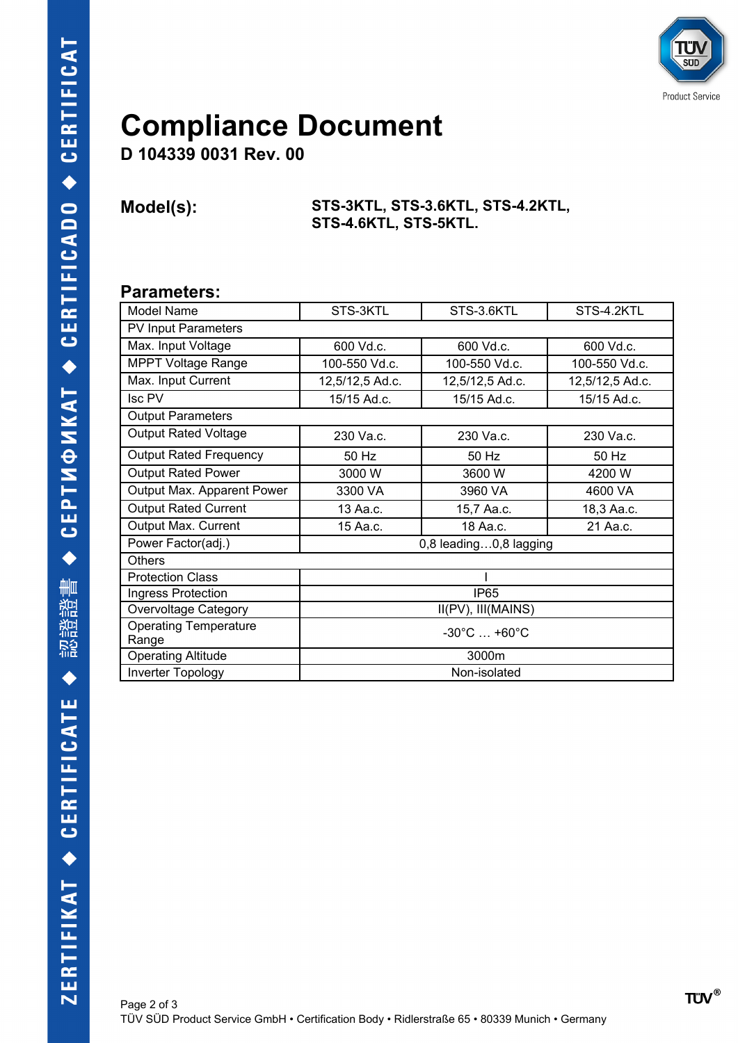# Compliance Document

**D 104339 0031 Rev. 00**

**Model(s):** **STS-3KTL, STS-3.6KTL, STS-4.2KTL, STS-4.6KTL, STS-5KTL.**

## Parameters:

| Model Name | STS-3KTL | STS-3.6KTL | STS-4.2KTL |
|---|---|---|---|
| PV Input Parameters | | | |
| Max. Input Voltage | 600 Vd.c. | 600 Vd.c. | 600 Vd.c. |
| MPPT Voltage Range | 100-550 Vd.c. | 100-550 Vd.c. | 100-550 Vd.c. |
| Max. Input Current | 12,5/12,5 Ad.c. | 12,5/12,5 Ad.c. | 12,5/12,5 Ad.c. |
| Isc PV | 15/15 Ad.c. | 15/15 Ad.c. | 15/15 Ad.c. |
| Output Parameters | | | |
| Output Rated Voltage | 230 Va.c. | 230 Va.c. | 230 Va.c. |
| Output Rated Frequency | 50 Hz | 50 Hz | 50 Hz |
| Output Rated Power | 3000 W | 3600 W | 4200 W |
| Output Max. Apparent Power | 3300 VA | 3960 VA | 4600 VA |
| Output Rated Current | 13 Aa.c. | 15,7 Aa.c. | 18,3 Aa.c. |
| Output Max. Current | 15 Aa.c. | 18 Aa.c. | 21 Aa.c. |
| Power Factor(adj.) | 0,8 leading…0,8 lagging | | |
| Others | | | |
| Protection Class | I | | |
| Ingress Protection | IP65 | | |
| Overvoltage Category | II(PV), III(MAINS) | | |
| Operating Temperature Range | -30°C … +60°C | | |
| Operating Altitude | 3000m | | |
| Inverter Topology | Non-isolated | | |

TÜV SÜD Product Service GmbH • Certification Body • Ridlerstraße 65 • 80339 Munich • Germany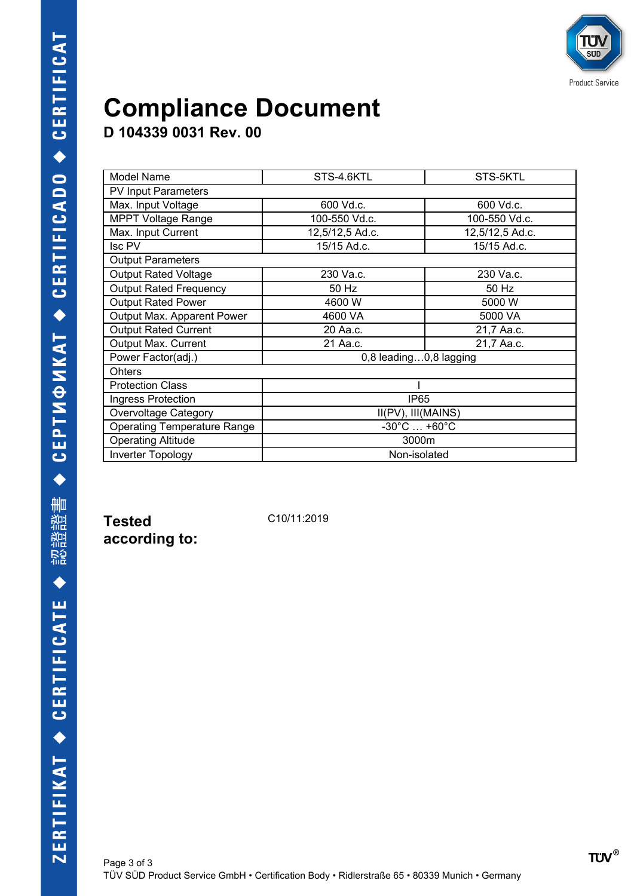# Compliance Document

**D 104339 0031 Rev. 00**

| Model Name | STS-4.6KTL | STS-5KTL |
|---|---|---|
| PV Input Parameters | | |
| Max. Input Voltage | 600 Vd.c. | 600 Vd.c. |
| MPPT Voltage Range | 100-550 Vd.c. | 100-550 Vd.c. |
| Max. Input Current | 12,5/12,5 Ad.c. | 12,5/12,5 Ad.c. |
| Isc PV | 15/15 Ad.c. | 15/15 Ad.c. |
| Output Parameters | | |
| Output Rated Voltage | 230 Va.c. | 230 Va.c. |
| Output Rated Frequency | 50 Hz | 50 Hz |
| Output Rated Power | 4600 W | 5000 W |
| Output Max. Apparent Power | 4600 VA | 5000 VA |
| Output Rated Current | 20 Aa.c. | 21,7 Aa.c. |
| Output Max. Current | 21 Aa.c. | 21,7 Aa.c. |
| Power Factor(adj.) | 0,8 leading…0,8 lagging | |
| Ohters | | |
| Protection Class | I | |
| Ingress Protection | IP65 | |
| Overvoltage Category | II(PV), III(MAINS) | |
| Operating Temperature Range | -30°C … +60°C | |
| Operating Altitude | 3000m | |
| Inverter Topology | Non-isolated | |

**Tested according to:** C10/11:2019

TÜV SÜD Product Service GmbH • Certification Body • Ridlerstraße 65 • 80339 Munich • Germany